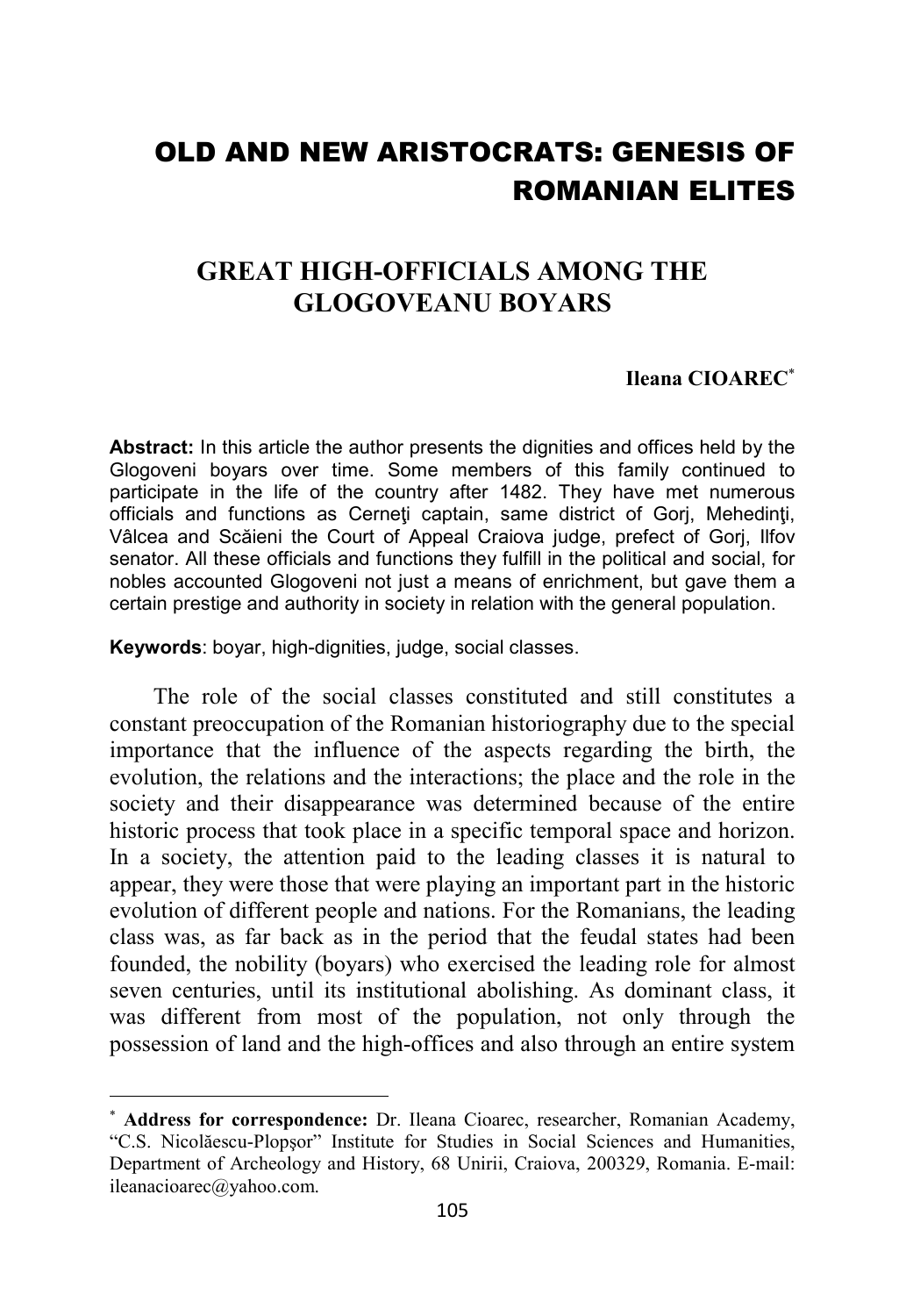# OLD AND NEW ARISTOCRATS: GENESIS OF ROMANIAN ELITES

## GREAT HIGH-OFFICIALS AMONG THE GLOGOVEANU BOYARS

**Ileana CIOAREC***

**Abstract:** In this article the author presents the dignities and offices held by the Glogoveni boyars over time. Some members of this family continued to participate in the life of the country after 1482. They have met numerous officials and functions as Cerneţi captain, same district of Gorj, Mehedinţi, Vâlcea and Scăieni the Court of Appeal Craiova judge, prefect of Gorj, Ilfov senator. All these officials and functions they fulfill in the political and social, for nobles accounted Glogoveni not just a means of enrichment, but gave them a certain prestige and authority in society in relation with the general population.

**Keywords**: boyar, high-dignities, judge, social classes.

The role of the social classes constituted and still constitutes a constant preoccupation of the Romanian historiography due to the special importance that the influence of the aspects regarding the birth, the evolution, the relations and the interactions; the place and the role in the society and their disappearance was determined because of the entire historic process that took place in a specific temporal space and horizon. In a society, the attention paid to the leading classes it is natural to appear, they were those that were playing an important part in the historic evolution of different people and nations. For the Romanians, the leading class was, as far back as in the period that the feudal states had been founded, the nobility (boyars) who exercised the leading role for almost seven centuries, until its institutional abolishing. As dominant class, it was different from most of the population, not only through the possession of land and the high-offices and also through an entire system

---

* **Address for correspondence:** Dr. Ileana Cioarec, researcher, Romanian Academy, "C.S. Nicolăescu-Plopşor" Institute for Studies in Social Sciences and Humanities, Department of Archeology and History, 68 Unirii, Craiova, 200329, Romania. E-mail: ileanacioarec@yahoo.com.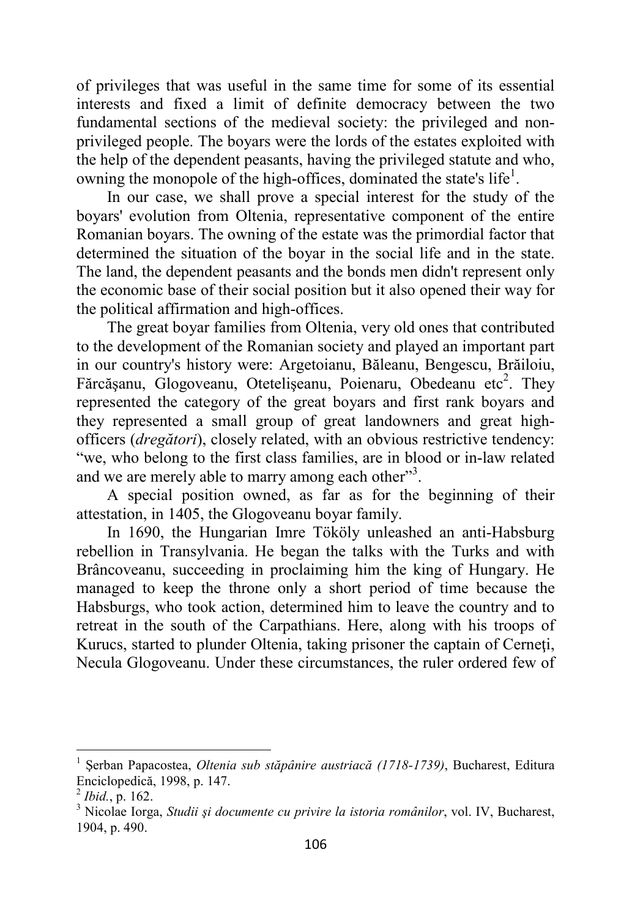of privileges that was useful in the same time for some of its essential interests and fixed a limit of definite democracy between the two fundamental sections of the medieval society: the privileged and non-privileged people. The boyars were the lords of the estates exploited with the help of the dependent peasants, having the privileged statute and who, owning the monopole of the high-offices, dominated the state's life[1].

In our case, we shall prove a special interest for the study of the boyars' evolution from Oltenia, representative component of the entire Romanian boyars. The owning of the estate was the primordial factor that determined the situation of the boyar in the social life and in the state. The land, the dependent peasants and the bonds men didn't represent only the economic base of their social position but it also opened their way for the political affirmation and high-offices.

The great boyar families from Oltenia, very old ones that contributed to the development of the Romanian society and played an important part in our country's history were: Argetoianu, Băleanu, Bengescu, Brăiloiu, Fărcăşanu, Glogoveanu, Otetelişeanu, Poienaru, Obedeanu etc[2]. They represented the category of the great boyars and first rank boyars and they represented a small group of great landowners and great high-officers (*dregători*), closely related, with an obvious restrictive tendency: "we, who belong to the first class families, are in blood or in-law related and we are merely able to marry among each other"[3].

A special position owned, as far as for the beginning of their attestation, in 1405, the Glogoveanu boyar family.

In 1690, the Hungarian Imre Tököly unleashed an anti-Habsburg rebellion in Transylvania. He began the talks with the Turks and with Brâncoveanu, succeeding in proclaiming him the king of Hungary. He managed to keep the throne only a short period of time because the Habsburgs, who took action, determined him to leave the country and to retreat in the south of the Carpathians. Here, along with his troops of Kurucs, started to plunder Oltenia, taking prisoner the captain of Cerneţi, Necula Glogoveanu. Under these circumstances, the ruler ordered few of

---

[1] Şerban Papacostea, *Oltenia sub stăpânire austriacă (1718-1739)*, Bucharest, Editura Enciclopedică, 1998, p. 147.

[2] *Ibid.*, p. 162.

[3] Nicolae Iorga, *Studii şi documente cu privire la istoria românilor*, vol. IV, Bucharest, 1904, p. 490.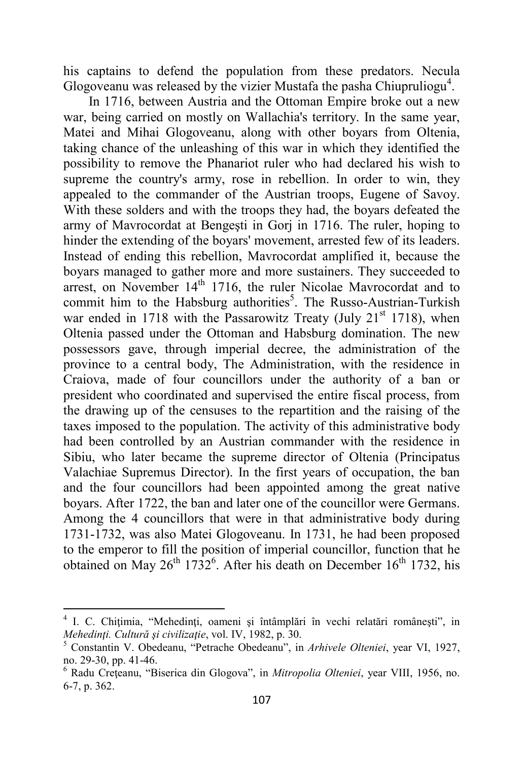his captains to defend the population from these predators. Necula Glogoveanu was released by the vizier Mustafa the pasha Chiupruliogu[4].

In 1716, between Austria and the Ottoman Empire broke out a new war, being carried on mostly on Wallachia's territory. In the same year, Matei and Mihai Glogoveanu, along with other boyars from Oltenia, taking chance of the unleashing of this war in which they identified the possibility to remove the Phanariot ruler who had declared his wish to supreme the country's army, rose in rebellion. In order to win, they appealed to the commander of the Austrian troops, Eugene of Savoy. With these solders and with the troops they had, the boyars defeated the army of Mavrocordat at Bengeşti in Gorj in 1716. The ruler, hoping to hinder the extending of the boyars' movement, arrested few of its leaders. Instead of ending this rebellion, Mavrocordat amplified it, because the boyars managed to gather more and more sustainers. They succeeded to arrest, on November 14th 1716, the ruler Nicolae Mavrocordat and to commit him to the Habsburg authorities[5]. The Russo-Austrian-Turkish war ended in 1718 with the Passarowitz Treaty (July 21st 1718), when Oltenia passed under the Ottoman and Habsburg domination. The new possessors gave, through imperial decree, the administration of the province to a central body, The Administration, with the residence in Craiova, made of four councillors under the authority of a ban or president who coordinated and supervised the entire fiscal process, from the drawing up of the censuses to the repartition and the raising of the taxes imposed to the population. The activity of this administrative body had been controlled by an Austrian commander with the residence in Sibiu, who later became the supreme director of Oltenia (Principatus Valachiae Supremus Director). In the first years of occupation, the ban and the four councillors had been appointed among the great native boyars. After 1722, the ban and later one of the councillor were Germans. Among the 4 councillors that were in that administrative body during 1731-1732, was also Matei Glogoveanu. In 1731, he had been proposed to the emperor to fill the position of imperial councillor, function that he obtained on May 26th 1732[6]. After his death on December 16th 1732, his

---

[4] I. C. Chiţimia, "Mehedinţi, oameni şi întâmplări în vechi relatări româneşti", in *Mehedinţi. Cultură şi civilizaţie*, vol. IV, 1982, p. 30.

[5] Constantin V. Obedeanu, "Petrache Obedeanu", in *Arhivele Olteniei*, year VI, 1927, no. 29-30, pp. 41-46.

[6] Radu Creţeanu, "Biserica din Glogova", in *Mitropolia Olteniei*, year VIII, 1956, no. 6-7, p. 362.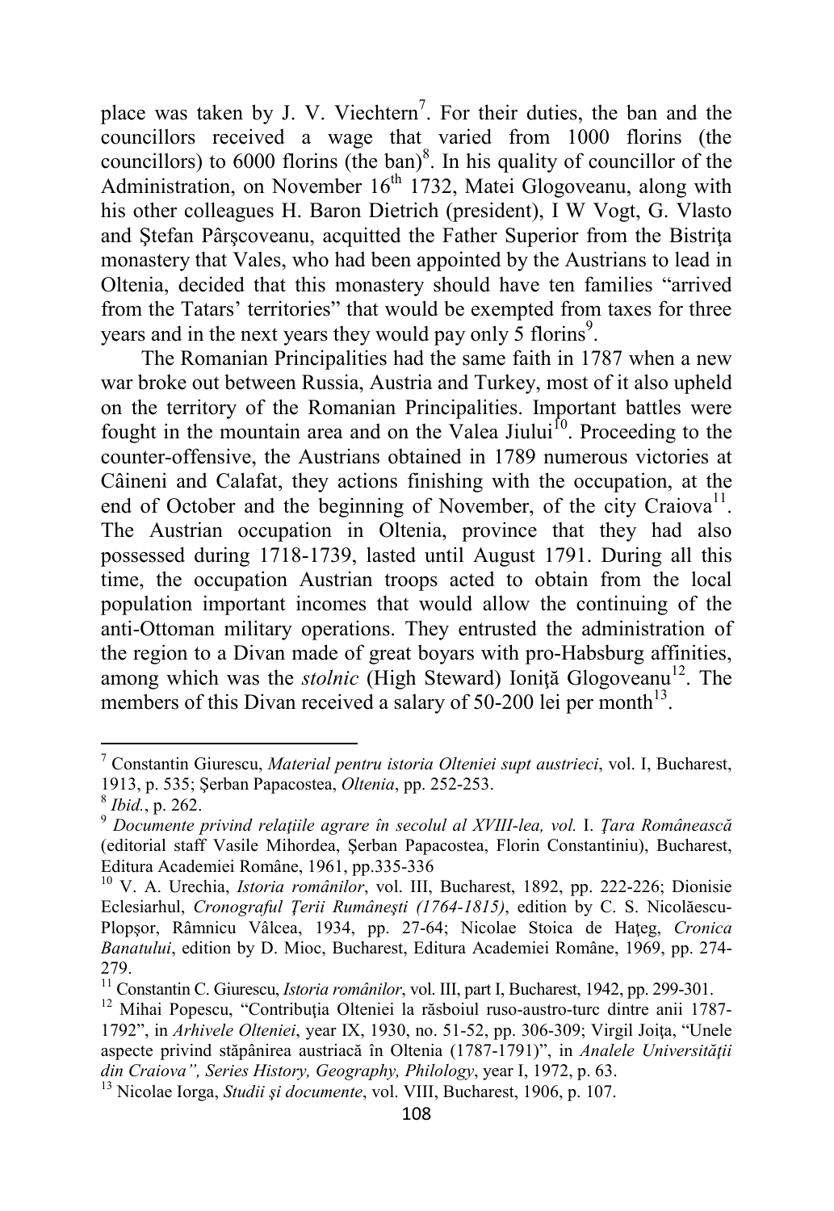place was taken by J. V. Viechtern[7]. For their duties, the ban and the councillors received a wage that varied from 1000 florins (the councillors) to 6000 florins (the ban)[8]. In his quality of councillor of the Administration, on November 16th 1732, Matei Glogoveanu, along with his other colleagues H. Baron Dietrich (president), I W Vogt, G. Vlasto and Ştefan Pârşcoveanu, acquitted the Father Superior from the Bistriţa monastery that Vales, who had been appointed by the Austrians to lead in Oltenia, decided that this monastery should have ten families "arrived from the Tatars' territories" that would be exempted from taxes for three years and in the next years they would pay only 5 florins[9].

The Romanian Principalities had the same faith in 1787 when a new war broke out between Russia, Austria and Turkey, most of it also upheld on the territory of the Romanian Principalities. Important battles were fought in the mountain area and on the Valea Jiului[10]. Proceeding to the counter-offensive, the Austrians obtained in 1789 numerous victories at Câineni and Calafat, they actions finishing with the occupation, at the end of October and the beginning of November, of the city Craiova[11]. The Austrian occupation in Oltenia, province that they had also possessed during 1718-1739, lasted until August 1791. During all this time, the occupation Austrian troops acted to obtain from the local population important incomes that would allow the continuing of the anti-Ottoman military operations. They entrusted the administration of the region to a Divan made of great boyars with pro-Habsburg affinities, among which was the *stolnic* (High Steward) Ioniţă Glogoveanu[12]. The members of this Divan received a salary of 50-200 lei per month[13].

---

[7] Constantin Giurescu, *Material pentru istoria Olteniei supt austrieci*, vol. I, Bucharest, 1913, p. 535; Şerban Papacostea, *Oltenia*, pp. 252-253.

[8] *Ibid.*, p. 262.

[9] *Documente privind relaţiile agrare în secolul al XVIII-lea, vol.* I. *Ţara Românească* (editorial staff Vasile Mihordea, Şerban Papacostea, Florin Constantiniu), Bucharest, Editura Academiei Române, 1961, pp.335-336

[10] V. A. Urechia, *Istoria românilor*, vol. III, Bucharest, 1892, pp. 222-226; Dionisie Eclesiarhul, *Cronograful Ţerii Rumâneşti (1764-1815)*, edition by C. S. Nicolăescu-Plopşor, Râmnicu Vâlcea, 1934, pp. 27-64; Nicolae Stoica de Haţeg, *Cronica Banatului*, edition by D. Mioc, Bucharest, Editura Academiei Române, 1969, pp. 274-279.

[11] Constantin C. Giurescu, *Istoria românilor*, vol. III, part I, Bucharest, 1942, pp. 299-301.

[12] Mihai Popescu, "Contribuţia Olteniei la răsboiul ruso-austro-turc dintre anii 1787-1792", in *Arhivele Olteniei*, year IX, 1930, no. 51-52, pp. 306-309; Virgil Joiţa, "Unele aspecte privind stăpânirea austriacă în Oltenia (1787-1791)", in *Analele Universităţii din Craiova", Series History, Geography, Philology*, year I, 1972, p. 63.

[13] Nicolae Iorga, *Studii şi documente*, vol. VIII, Bucharest, 1906, p. 107.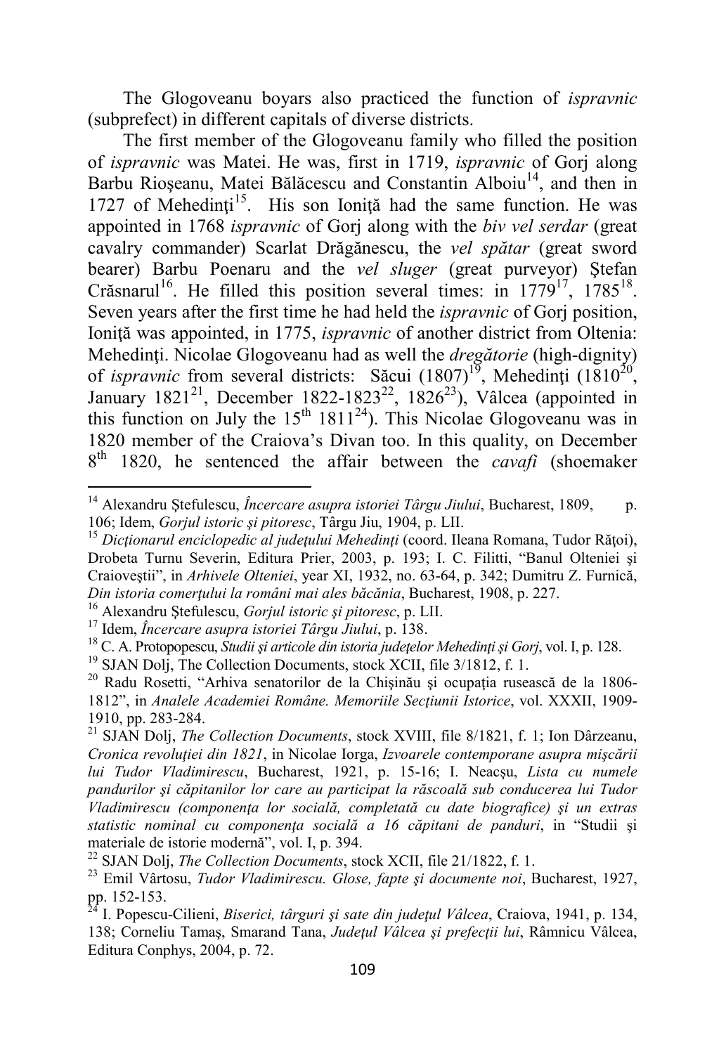The Glogoveanu boyars also practiced the function of *ispravnic* (subprefect) in different capitals of diverse districts.

The first member of the Glogoveanu family who filled the position of *ispravnic* was Matei. He was, first in 1719, *ispravnic* of Gorj along Barbu Rioşeanu, Matei Bălăcescu and Constantin Alboiu[14], and then in 1727 of Mehedinţi[15]. His son Ioniţă had the same function. He was appointed in 1768 *ispravnic* of Gorj along with the *biv vel serdar* (great cavalry commander) Scarlat Drăgănescu, the *vel spătar* (great sword bearer) Barbu Poenaru and the *vel sluger* (great purveyor) Ştefan Crăsnarul[16]. He filled this position several times: in 1779[17], 1785[18]. Seven years after the first time he had held the *ispravnic* of Gorj position, Ioniţă was appointed, in 1775, *ispravnic* of another district from Oltenia: Mehedinţi. Nicolae Glogoveanu had as well the *dregătorie* (high-dignity) of *ispravnic* from several districts: Săcui (1807)[19], Mehedinţi (1810[20], January 1821[21], December 1822-1823[22], 1826[23]), Vâlcea (appointed in this function on July the 15th 1811[24]). This Nicolae Glogoveanu was in 1820 member of the Craiova's Divan too. In this quality, on December 8th 1820, he sentenced the affair between the *cavafi* (shoemaker

---

[14] Alexandru Ştefulescu, *Încercare asupra istoriei Târgu Jiului*, Bucharest, 1809, p. 106; Idem, *Gorjul istoric şi pitoresc*, Târgu Jiu, 1904, p. LII.

[15] *Dicţionarul enciclopedic al judeţului Mehedinţi* (coord. Ileana Romana, Tudor Răţoi), Drobeta Turnu Severin, Editura Prier, 2003, p. 193; I. C. Filitti, "Banul Olteniei şi Craioveştii", in *Arhivele Olteniei*, year XI, 1932, no. 63-64, p. 342; Dumitru Z. Furnică, *Din istoria comerţului la români mai ales băcănia*, Bucharest, 1908, p. 227.

[16] Alexandru Ştefulescu, *Gorjul istoric şi pitoresc*, p. LII.

[17] Idem, *Încercare asupra istoriei Târgu Jiului*, p. 138.

[18] C. A. Protopopescu, *Studii şi articole din istoria judeţelor Mehedinţi şi Gorj*, vol. I, p. 128.

[19] SJAN Dolj, The Collection Documents, stock XCII, file 3/1812, f. 1.

[20] Radu Rosetti, "Arhiva senatorilor de la Chişinău şi ocupaţia rusească de la 1806-1812", in *Analele Academiei Române. Memoriile Secţiunii Istorice*, vol. XXXII, 1909-1910, pp. 283-284.

[21] SJAN Dolj, *The Collection Documents*, stock XVIII, file 8/1821, f. 1; Ion Dârzeanu, *Cronica revoluţiei din 1821*, in Nicolae Iorga, *Izvoarele contemporane asupra mişcării lui Tudor Vladimirescu*, Bucharest, 1921, p. 15-16; I. Neacşu, *Lista cu numele pandurilor şi căpitanilor lor care au participat la răscoală sub conducerea lui Tudor Vladimirescu (componenţa lor socială, completată cu date biografice) şi un extras statistic nominal cu componenţa socială a 16 căpitani de panduri*, in "Studii şi materiale de istorie modernă", vol. I, p. 394.

[22] SJAN Dolj, *The Collection Documents*, stock XCII, file 21/1822, f. 1.

[23] Emil Vârtosu, *Tudor Vladimirescu. Glose, fapte şi documente noi*, Bucharest, 1927, pp. 152-153.

[24] I. Popescu-Cilieni, *Biserici, târguri şi sate din judeţul Vâlcea*, Craiova, 1941, p. 134, 138; Corneliu Tamaş, Smarand Tana, *Judeţul Vâlcea şi prefecţii lui*, Râmnicu Vâlcea, Editura Conphys, 2004, p. 72.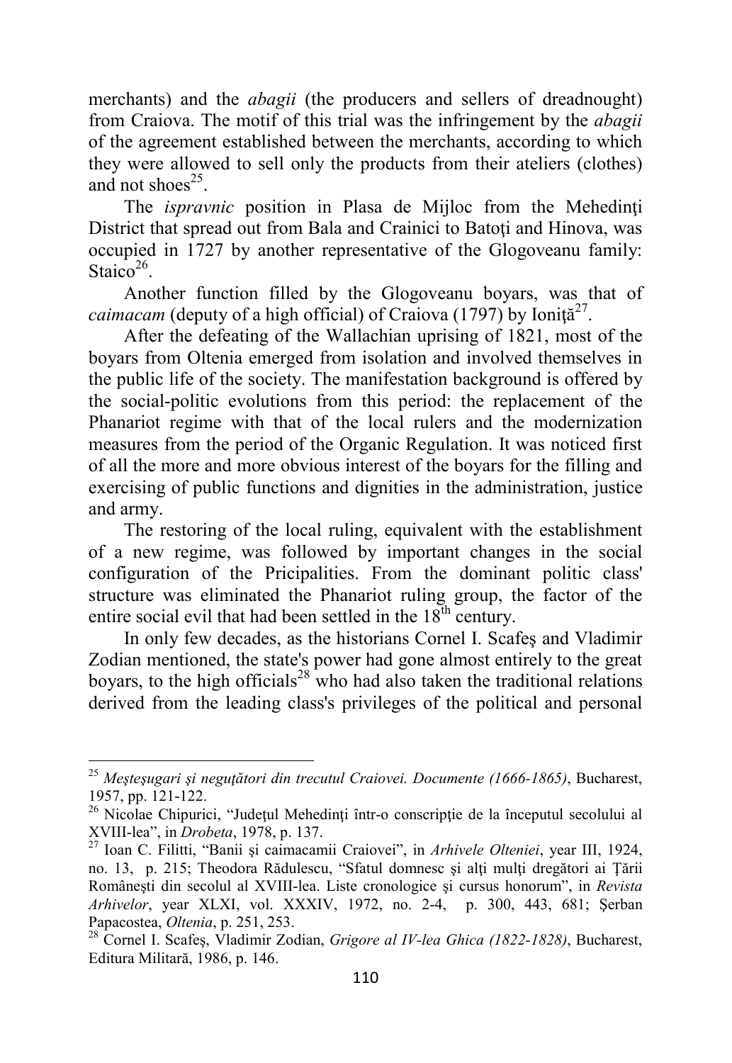merchants) and the *abagii* (the producers and sellers of dreadnought) from Craiova. The motif of this trial was the infringement by the *abagii* of the agreement established between the merchants, according to which they were allowed to sell only the products from their ateliers (clothes) and not shoes[25].

The *ispravnic* position in Plasa de Mijloc from the Mehedinţi District that spread out from Bala and Crainici to Batoţi and Hinova, was occupied in 1727 by another representative of the Glogoveanu family: Staico[26].

Another function filled by the Glogoveanu boyars, was that of *caimacam* (deputy of a high official) of Craiova (1797) by Ioniţă[27].

After the defeating of the Wallachian uprising of 1821, most of the boyars from Oltenia emerged from isolation and involved themselves in the public life of the society. The manifestation background is offered by the social-politic evolutions from this period: the replacement of the Phanariot regime with that of the local rulers and the modernization measures from the period of the Organic Regulation. It was noticed first of all the more and more obvious interest of the boyars for the filling and exercising of public functions and dignities in the administration, justice and army.

The restoring of the local ruling, equivalent with the establishment of a new regime, was followed by important changes in the social configuration of the Pricipalities. From the dominant politic class' structure was eliminated the Phanariot ruling group, the factor of the entire social evil that had been settled in the 18th century.

In only few decades, as the historians Cornel I. Scafeş and Vladimir Zodian mentioned, the state's power had gone almost entirely to the great boyars, to the high officials[28] who had also taken the traditional relations derived from the leading class's privileges of the political and personal

---

[25] *Meşteşugari şi neguţători din trecutul Craiovei. Documente (1666-1865)*, Bucharest, 1957, pp. 121-122.

[26] Nicolae Chipurici, "Judeţul Mehedinţi într-o conscripţie de la începutul secolului al XVIII-lea", in *Drobeta*, 1978, p. 137.

[27] Ioan C. Filitti, "Banii şi caimacamii Craiovei", in *Arhivele Olteniei*, year III, 1924, no. 13, p. 215; Theodora Rădulescu, "Sfatul domnesc şi alţi mulţi dregători ai Ţării Româneşti din secolul al XVIII-lea. Liste cronologice şi cursus honorum", in *Revista Arhivelor*, year XLXI, vol. XXXIV, 1972, no. 2-4, p. 300, 443, 681; Şerban Papacostea, *Oltenia*, p. 251, 253.

[28] Cornel I. Scafeş, Vladimir Zodian, *Grigore al IV-lea Ghica (1822-1828)*, Bucharest, Editura Militară, 1986, p. 146.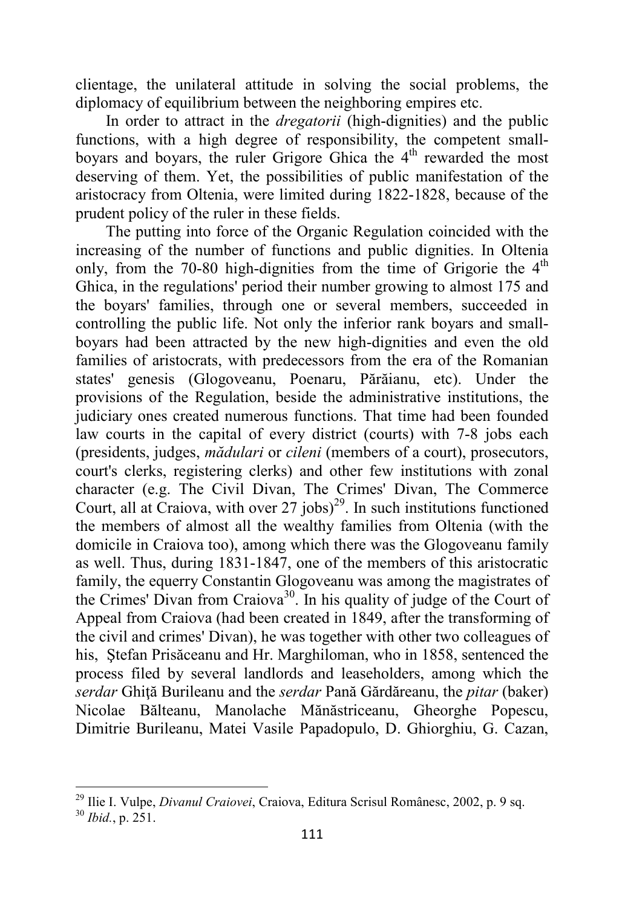clientage, the unilateral attitude in solving the social problems, the diplomacy of equilibrium between the neighboring empires etc.

In order to attract in the *dregatorii* (high-dignities) and the public functions, with a high degree of responsibility, the competent small-boyars and boyars, the ruler Grigore Ghica the 4th rewarded the most deserving of them. Yet, the possibilities of public manifestation of the aristocracy from Oltenia, were limited during 1822-1828, because of the prudent policy of the ruler in these fields.

The putting into force of the Organic Regulation coincided with the increasing of the number of functions and public dignities. In Oltenia only, from the 70-80 high-dignities from the time of Grigorie the 4th Ghica, in the regulations' period their number growing to almost 175 and the boyars' families, through one or several members, succeeded in controlling the public life. Not only the inferior rank boyars and small-boyars had been attracted by the new high-dignities and even the old families of aristocrats, with predecessors from the era of the Romanian states' genesis (Glogoveanu, Poenaru, Părăianu, etc). Under the provisions of the Regulation, beside the administrative institutions, the judiciary ones created numerous functions. That time had been founded law courts in the capital of every district (courts) with 7-8 jobs each (presidents, judges, *mădulari* or *cileni* (members of a court), prosecutors, court's clerks, registering clerks) and other few institutions with zonal character (e.g. The Civil Divan, The Crimes' Divan, The Commerce Court, all at Craiova, with over 27 jobs)[29]. In such institutions functioned the members of almost all the wealthy families from Oltenia (with the domicile in Craiova too), among which there was the Glogoveanu family as well. Thus, during 1831-1847, one of the members of this aristocratic family, the equerry Constantin Glogoveanu was among the magistrates of the Crimes' Divan from Craiova[30]. In his quality of judge of the Court of Appeal from Craiova (had been created in 1849, after the transforming of the civil and crimes' Divan), he was together with other two colleagues of his, Ştefan Prisăceanu and Hr. Marghiloman, who in 1858, sentenced the process filed by several landlords and leaseholders, among which the *serdar* Ghiţă Burileanu and the *serdar* Pană Gărdăreanu, the *pitar* (baker) Nicolae Bălteanu, Manolache Mănăstriceanu, Gheorghe Popescu, Dimitrie Burileanu, Matei Vasile Papadopulo, D. Ghiorghiu, G. Cazan,

---

[29] Ilie I. Vulpe, *Divanul Craiovei*, Craiova, Editura Scrisul Românesc, 2002, p. 9 sq.

[30] *Ibid.*, p. 251.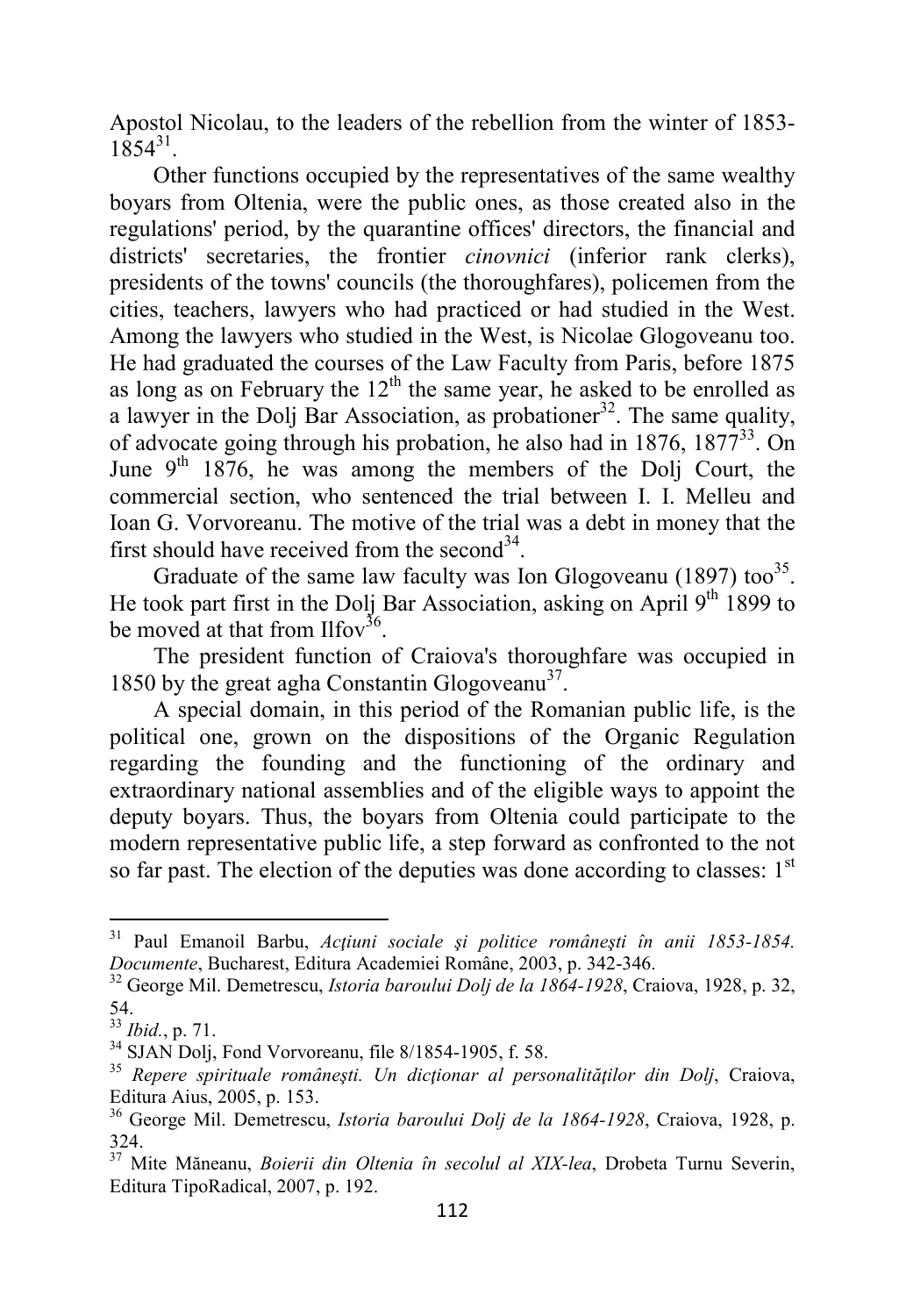Apostol Nicolau, to the leaders of the rebellion from the winter of 1853-1854[31].

Other functions occupied by the representatives of the same wealthy boyars from Oltenia, were the public ones, as those created also in the regulations' period, by the quarantine offices' directors, the financial and districts' secretaries, the frontier *cinovnici* (inferior rank clerks), presidents of the towns' councils (the thoroughfares), policemen from the cities, teachers, lawyers who had practiced or had studied in the West. Among the lawyers who studied in the West, is Nicolae Glogoveanu too. He had graduated the courses of the Law Faculty from Paris, before 1875 as long as on February the 12th the same year, he asked to be enrolled as a lawyer in the Dolj Bar Association, as probationer[32]. The same quality, of advocate going through his probation, he also had in 1876, 1877[33]. On June 9th 1876, he was among the members of the Dolj Court, the commercial section, who sentenced the trial between I. I. Melleu and Ioan G. Vorvoreanu. The motive of the trial was a debt in money that the first should have received from the second[34].

Graduate of the same law faculty was Ion Glogoveanu (1897) too[35]. He took part first in the Dolj Bar Association, asking on April 9th 1899 to be moved at that from Ilfov[36].

The president function of Craiova's thoroughfare was occupied in 1850 by the great agha Constantin Glogoveanu[37].

A special domain, in this period of the Romanian public life, is the political one, grown on the dispositions of the Organic Regulation regarding the founding and the functioning of the ordinary and extraordinary national assemblies and of the eligible ways to appoint the deputy boyars. Thus, the boyars from Oltenia could participate to the modern representative public life, a step forward as confronted to the not so far past. The election of the deputies was done according to classes: 1st

---

[31] Paul Emanoil Barbu, *Acţiuni sociale şi politice româneşti în anii 1853-1854. Documente*, Bucharest, Editura Academiei Române, 2003, p. 342-346.

[32] George Mil. Demetrescu, *Istoria baroului Dolj de la 1864-1928*, Craiova, 1928, p. 32, 54.

[33] *Ibid.*, p. 71.

[34] SJAN Dolj, Fond Vorvoreanu, file 8/1854-1905, f. 58.

[35] *Repere spirituale româneşti. Un dicţionar al personalităţilor din Dolj*, Craiova, Editura Aius, 2005, p. 153.

[36] George Mil. Demetrescu, *Istoria baroului Dolj de la 1864-1928*, Craiova, 1928, p. 324.

[37] Mite Măneanu, *Boierii din Oltenia în secolul al XIX-lea*, Drobeta Turnu Severin, Editura TipoRadical, 2007, p. 192.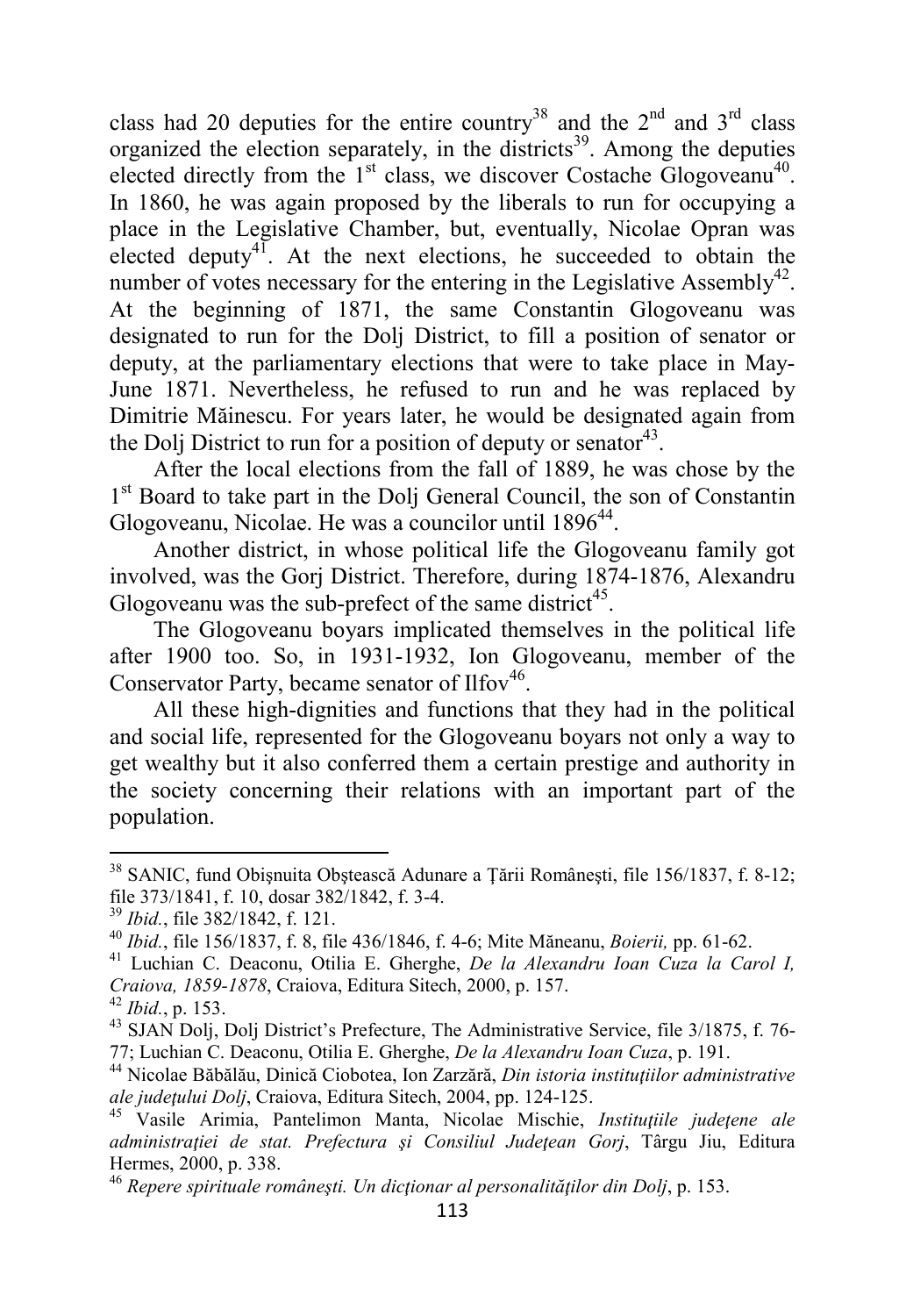class had 20 deputies for the entire country[38] and the 2nd and 3rd class organized the election separately, in the districts[39]. Among the deputies elected directly from the 1st class, we discover Costache Glogoveanu[40]. In 1860, he was again proposed by the liberals to run for occupying a place in the Legislative Chamber, but, eventually, Nicolae Opran was elected deputy[41]. At the next elections, he succeeded to obtain the number of votes necessary for the entering in the Legislative Assembly[42]. At the beginning of 1871, the same Constantin Glogoveanu was designated to run for the Dolj District, to fill a position of senator or deputy, at the parliamentary elections that were to take place in May-June 1871. Nevertheless, he refused to run and he was replaced by Dimitrie Mănescu. For years later, he would be designated again from the Dolj District to run for a position of deputy or senator[43].

After the local elections from the fall of 1889, he was chose by the 1st Board to take part in the Dolj General Council, the son of Constantin Glogoveanu, Nicolae. He was a councilor until 1896[44].

Another district, in whose political life the Glogoveanu family got involved, was the Gorj District. Therefore, during 1874-1876, Alexandru Glogoveanu was the sub-prefect of the same district[45].

The Glogoveanu boyars implicated themselves in the political life after 1900 too. So, in 1931-1932, Ion Glogoveanu, member of the Conservator Party, became senator of Ilfov[46].

All these high-dignities and functions that they had in the political and social life, represented for the Glogoveanu boyars not only a way to get wealthy but it also conferred them a certain prestige and authority in the society concerning their relations with an important part of the population.

---

[38] SANIC, fund Obişnuita Obştească Adunare a Ţării Româneşti, file 156/1837, f. 8-12; file 373/1841, f. 10, dosar 382/1842, f. 3-4.

[39] *Ibid.*, file 382/1842, f. 121.

[40] *Ibid.*, file 156/1837, f. 8, file 436/1846, f. 4-6; Mite Măneanu, *Boierii,* pp. 61-62.

[41] Luchian C. Deaconu, Otilia E. Gherghe, *De la Alexandru Ioan Cuza la Carol I, Craiova, 1859-1878*, Craiova, Editura Sitech, 2000, p. 157.

[42] *Ibid.*, p. 153.

[43] SJAN Dolj, Dolj District's Prefecture, The Administrative Service, file 3/1875, f. 76-77; Luchian C. Deaconu, Otilia E. Gherghe, *De la Alexandru Ioan Cuza*, p. 191.

[44] Nicolae Băbălău, Dinică Ciobotea, Ion Zarzără, *Din istoria instituţiilor administrative ale judeţului Dolj*, Craiova, Editura Sitech, 2004, pp. 124-125.

[45] Vasile Arimia, Pantelimon Manta, Nicolae Mischie, *Instituţiile judeţene ale administraţiei de stat. Prefectura şi Consiliul Judeţean Gorj*, Târgu Jiu, Editura Hermes, 2000, p. 338.

[46] *Repere spirituale româneşti. Un dicţionar al personalităţilor din Dolj*, p. 153.